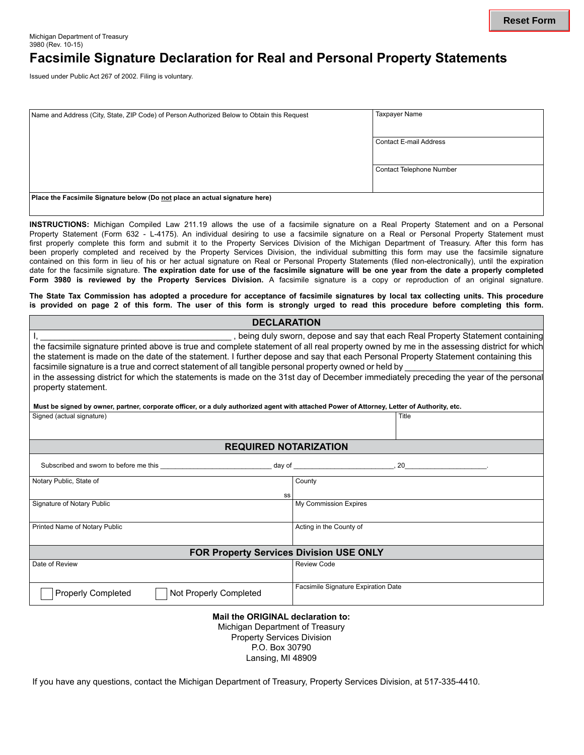Reset Form

Michigan Department of Treasury
3980 (Rev. 10-15)

# Facsimile Signature Declaration for Real and Personal Property Statements

Issued under Public Act 267 of 2002. Filing is voluntary.

| Name and Address (City, State, ZIP Code) of Person Authorized Below to Obtain this Request | Taxpayer Name |
|---|---|
| | Contact E-mail Address |
| | Contact Telephone Number |
| **Place the Facsimile Signature below (Do not place an actual signature here)** | |

**INSTRUCTIONS:** Michigan Compiled Law 211.19 allows the use of a facsimile signature on a Real Property Statement and on a Personal Property Statement (Form 632 - L-4175). An individual desiring to use a facsimile signature on a Real or Personal Property Statement must first properly complete this form and submit it to the Property Services Division of the Michigan Department of Treasury. After this form has been properly completed and received by the Property Services Division, the individual submitting this form may use the facsimile signature contained on this form in lieu of his or her actual signature on Real or Personal Property Statements (filed non-electronically), until the expiration date for the facsimile signature. **The expiration date for use of the facsimile signature will be one year from the date a properly completed Form 3980 is reviewed by the Property Services Division.** A facsimile signature is a copy or reproduction of an original signature.

**The State Tax Commission has adopted a procedure for acceptance of facsimile signatures by local tax collecting units. This procedure is provided on page 2 of this form. The user of this form is strongly urged to read this procedure before completing this form.**

## DECLARATION

I, ________________________________________ , being duly sworn, depose and say that each Real Property Statement containing the facsimile signature printed above is true and complete statement of all real property owned by me in the assessing district for which the statement is made on the date of the statement. I further depose and say that each Personal Property Statement containing this facsimile signature is a true and correct statement of all tangible personal property owned or held by ____________________________ in the assessing district for which the statements is made on the 31st day of December immediately preceding the year of the personal property statement.

**Must be signed by owner, partner, corporate officer, or a duly authorized agent with attached Power of Attorney, Letter of Authority, etc.**

| Signed (actual signature) | Title |
|---|---|
| | |

## REQUIRED NOTARIZATION

Subscribed and sworn to before me this ____________________________ day of ________________________, 20____________________.

| Notary Public, State of | County |
|---|---|
| ss | |
| Signature of Notary Public | My Commission Expires |
| Printed Name of Notary Public | Acting in the County of |

## FOR Property Services Division USE ONLY

| Date of Review | Review Code |
|---|---|
| ☐ Properly Completed ☐ Not Properly Completed | Facsimile Signature Expiration Date |

**Mail the ORIGINAL declaration to:**
Michigan Department of Treasury
Property Services Division
P.O. Box 30790
Lansing, MI 48909

If you have any questions, contact the Michigan Department of Treasury, Property Services Division, at 517-335-4410.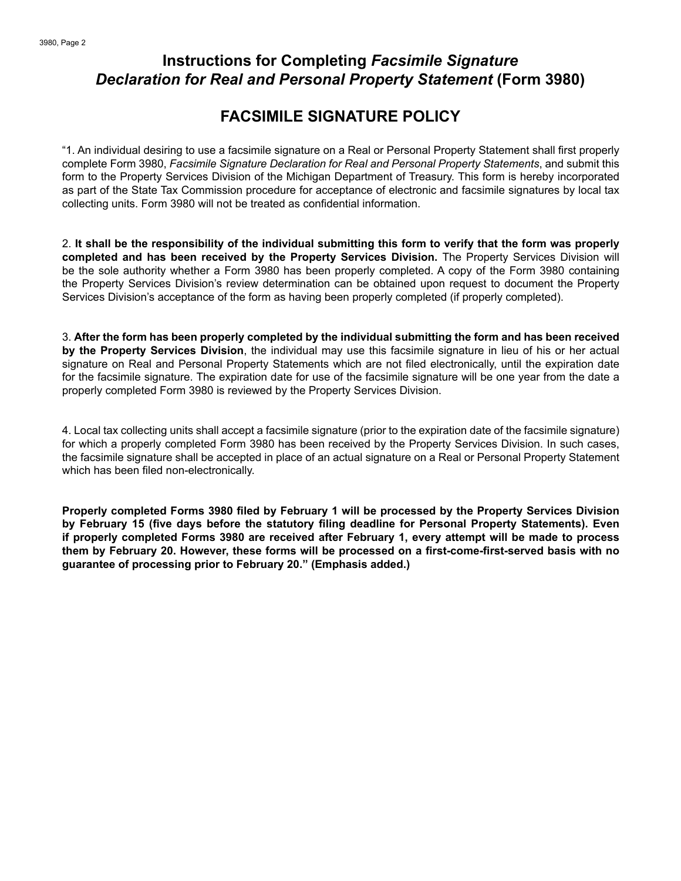# Instructions for Completing *Facsimile Signature Declaration for Real and Personal Property Statement* (Form 3980)

## FACSIMILE SIGNATURE POLICY

"1. An individual desiring to use a facsimile signature on a Real or Personal Property Statement shall first properly complete Form 3980, *Facsimile Signature Declaration for Real and Personal Property Statements*, and submit this form to the Property Services Division of the Michigan Department of Treasury. This form is hereby incorporated as part of the State Tax Commission procedure for acceptance of electronic and facsimile signatures by local tax collecting units. Form 3980 will not be treated as confidential information.

2. **It shall be the responsibility of the individual submitting this form to verify that the form was properly completed and has been received by the Property Services Division.** The Property Services Division will be the sole authority whether a Form 3980 has been properly completed. A copy of the Form 3980 containing the Property Services Division's review determination can be obtained upon request to document the Property Services Division's acceptance of the form as having been properly completed (if properly completed).

3. **After the form has been properly completed by the individual submitting the form and has been received by the Property Services Division**, the individual may use this facsimile signature in lieu of his or her actual signature on Real and Personal Property Statements which are not filed electronically, until the expiration date for the facsimile signature. The expiration date for use of the facsimile signature will be one year from the date a properly completed Form 3980 is reviewed by the Property Services Division.

4. Local tax collecting units shall accept a facsimile signature (prior to the expiration date of the facsimile signature) for which a properly completed Form 3980 has been received by the Property Services Division. In such cases, the facsimile signature shall be accepted in place of an actual signature on a Real or Personal Property Statement which has been filed non-electronically.

**Properly completed Forms 3980 filed by February 1 will be processed by the Property Services Division by February 15 (five days before the statutory filing deadline for Personal Property Statements). Even if properly completed Forms 3980 are received after February 1, every attempt will be made to process them by February 20. However, these forms will be processed on a first-come-first-served basis with no guarantee of processing prior to February 20." (Emphasis added.)**